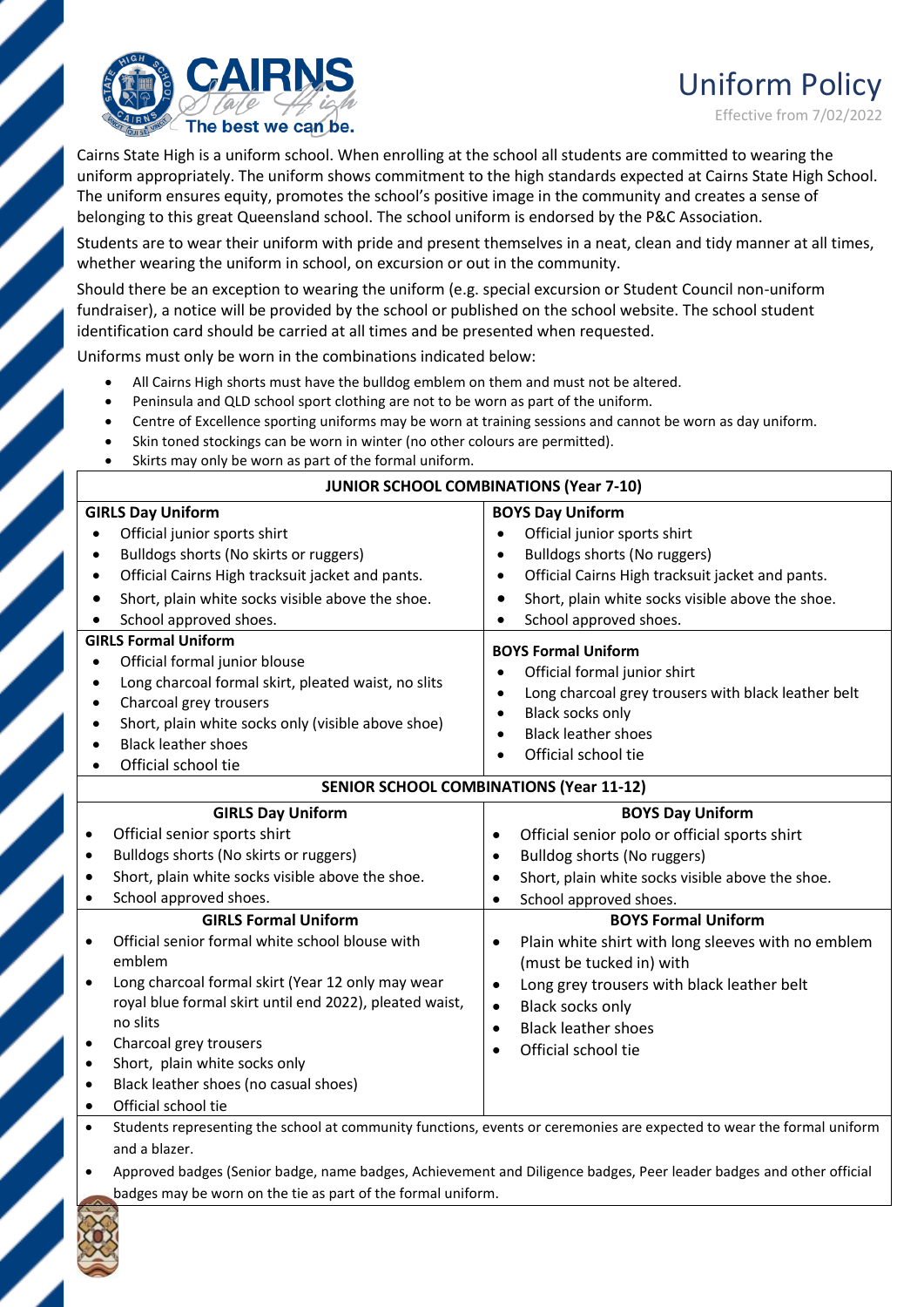# Uniform Policy

Effective from 7/02/2022

Cairns State High is a uniform school. When enrolling at the school all students are committed to wearing the uniform appropriately. The uniform shows commitment to the high standards expected at Cairns State High School. The uniform ensures equity, promotes the school's positive image in the community and creates a sense of belonging to this great Queensland school. The school uniform is endorsed by the P&C Association.

Students are to wear their uniform with pride and present themselves in a neat, clean and tidy manner at all times, whether wearing the uniform in school, on excursion or out in the community.

Should there be an exception to wearing the uniform (e.g. special excursion or Student Council non-uniform fundraiser), a notice will be provided by the school or published on the school website. The school student identification card should be carried at all times and be presented when requested.

Uniforms must only be worn in the combinations indicated below:

- All Cairns High shorts must have the bulldog emblem on them and must not be altered.
- Peninsula and QLD school sport clothing are not to be worn as part of the uniform.
- Centre of Excellence sporting uniforms may be worn at training sessions and cannot be worn as day uniform.
- Skin toned stockings can be worn in winter (no other colours are permitted).
- Skirts may only be worn as part of the formal uniform.

| JUNIOR SCHOOL COMBINATIONS (Year 7-10) | |
|---|---|
| **GIRLS Day Uniform**<br>• Official junior sports shirt<br>• Bulldogs shorts (No skirts or ruggers)<br>• Official Cairns High tracksuit jacket and pants.<br>• Short, plain white socks visible above the shoe.<br>• School approved shoes. | **BOYS Day Uniform**<br>• Official junior sports shirt<br>• Bulldogs shorts (No ruggers)<br>• Official Cairns High tracksuit jacket and pants.<br>• Short, plain white socks visible above the shoe.<br>• School approved shoes. |
| **GIRLS Formal Uniform**<br>• Official formal junior blouse<br>• Long charcoal formal skirt, pleated waist, no slits<br>• Charcoal grey trousers<br>• Short, plain white socks only (visible above shoe)<br>• Black leather shoes<br>• Official school tie | **BOYS Formal Uniform**<br>• Official formal junior shirt<br>• Long charcoal grey trousers with black leather belt<br>• Black socks only<br>• Black leather shoes<br>• Official school tie |

| SENIOR SCHOOL COMBINATIONS (Year 11-12) | |
|---|---|
| **GIRLS Day Uniform**<br>• Official senior sports shirt<br>• Bulldogs shorts (No skirts or ruggers)<br>• Short, plain white socks visible above the shoe.<br>• School approved shoes. | **BOYS Day Uniform**<br>• Official senior polo or official sports shirt<br>• Bulldog shorts (No ruggers)<br>• Short, plain white socks visible above the shoe.<br>• School approved shoes. |
| **GIRLS Formal Uniform**<br>• Official senior formal white school blouse with emblem<br>• Long charcoal formal skirt (Year 12 only may wear royal blue formal skirt until end 2022), pleated waist, no slits<br>• Charcoal grey trousers<br>• Short, plain white socks only<br>• Black leather shoes (no casual shoes)<br>• Official school tie | **BOYS Formal Uniform**<br>• Plain white shirt with long sleeves with no emblem (must be tucked in) with<br>• Long grey trousers with black leather belt<br>• Black socks only<br>• Black leather shoes<br>• Official school tie |

- Students representing the school at community functions, events or ceremonies are expected to wear the formal uniform and a blazer.
- Approved badges (Senior badge, name badges, Achievement and Diligence badges, Peer leader badges and other official badges may be worn on the tie as part of the formal uniform.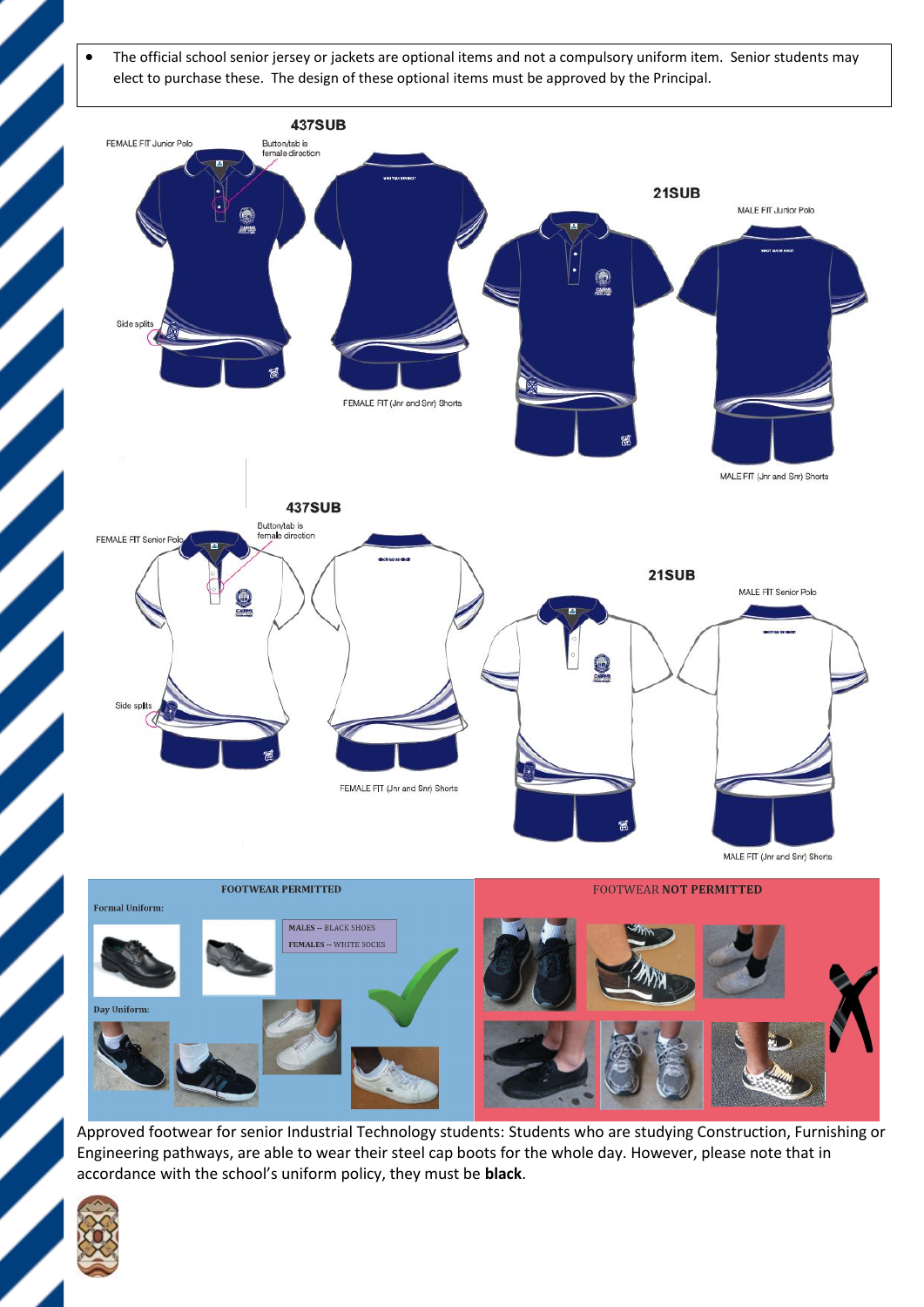- The official school senior jersey or jackets are optional items and not a compulsory uniform item. Senior students may elect to purchase these. The design of these optional items must be approved by the Principal.

437SUB

FEMALE FIT Junior Polo

Button/tab is female direction

Side splits

FEMALE FIT (Jnr and Snr) Shorts

21SUB

MALE FIT Junior Polo

MALE FIT (Jnr and Snr) Shorts

437SUB

FEMALE FIT Senior Polo

Button/tab is female direction

Side splits

FEMALE FIT (Jnr and Snr) Shorts

21SUB

MALE FIT Senior Polo

MALE FIT (Jnr and Snr) Shorts

FOOTWEAR PERMITTED

Formal Uniform:

MALES – BLACK SHOES
FEMALES – WHITE SOCKS

Day Uniform:

FOOTWEAR **NOT** PERMITTED

Approved footwear for senior Industrial Technology students: Students who are studying Construction, Furnishing or Engineering pathways, are able to wear their steel cap boots for the whole day. However, please note that in accordance with the school's uniform policy, they must be **black**.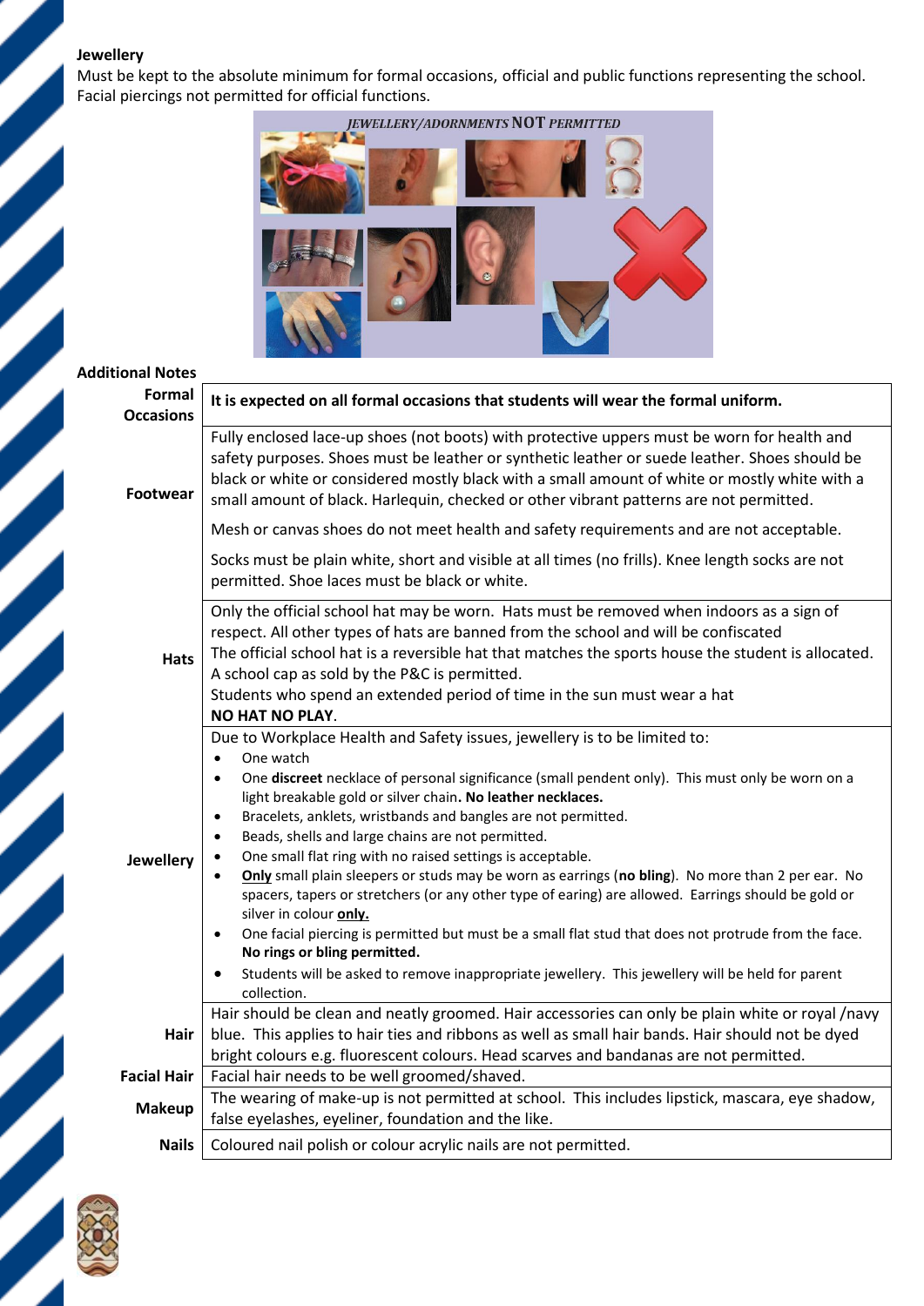**Jewellery**

Must be kept to the absolute minimum for formal occasions, official and public functions representing the school. Facial piercings not permitted for official functions.

*JEWELLERY/ADORNMENTS* **NOT** *PERMITTED*

**Additional Notes**

| | |
|---|---|
| **Formal Occasions** | **It is expected on all formal occasions that students will wear the formal uniform.** |
| **Footwear** | Fully enclosed lace-up shoes (not boots) with protective uppers must be worn for health and safety purposes. Shoes must be leather or synthetic leather or suede leather. Shoes should be black or white or considered mostly black with a small amount of white or mostly white with a small amount of black. Harlequin, checked or other vibrant patterns are not permitted.<br><br>Mesh or canvas shoes do not meet health and safety requirements and are not acceptable.<br><br>Socks must be plain white, short and visible at all times (no frills). Knee length socks are not permitted. Shoe laces must be black or white. |
| **Hats** | Only the official school hat may be worn. Hats must be removed when indoors as a sign of respect. All other types of hats are banned from the school and will be confiscated<br>The official school hat is a reversible hat that matches the sports house the student is allocated.<br>A school cap as sold by the P&C is permitted.<br>Students who spend an extended period of time in the sun must wear a hat<br>**NO HAT NO PLAY**. |
| **Jewellery** | Due to Workplace Health and Safety issues, jewellery is to be limited to:<br>• One watch<br>• One **discreet** necklace of personal significance (small pendent only). This must only be worn on a light breakable gold or silver chain**. No leather necklaces.**<br>• Bracelets, anklets, wristbands and bangles are not permitted.<br>• Beads, shells and large chains are not permitted.<br>• One small flat ring with no raised settings is acceptable.<br>• **Only** small plain sleepers or studs may be worn as earrings (**no bling**). No more than 2 per ear. No spacers, tapers or stretchers (or any other type of earing) are allowed. Earrings should be gold or silver in colour **only.**<br>• One facial piercing is permitted but must be a small flat stud that does not protrude from the face. **No rings or bling permitted.**<br>• Students will be asked to remove inappropriate jewellery. This jewellery will be held for parent collection. |
| **Hair** | Hair should be clean and neatly groomed. Hair accessories can only be plain white or royal /navy blue. This applies to hair ties and ribbons as well as small hair bands. Hair should not be dyed bright colours e.g. fluorescent colours. Head scarves and bandanas are not permitted. |
| **Facial Hair** | Facial hair needs to be well groomed/shaved. |
| **Makeup** | The wearing of make-up is not permitted at school. This includes lipstick, mascara, eye shadow, false eyelashes, eyeliner, foundation and the like. |
| **Nails** | Coloured nail polish or colour acrylic nails are not permitted. |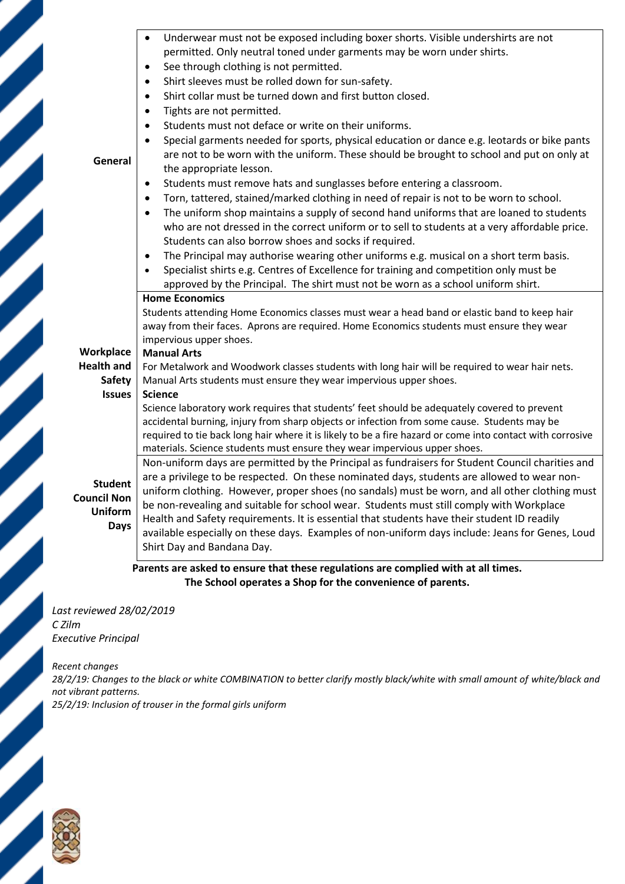| | |
|---|---|
| **General** | • Underwear must not be exposed including boxer shorts. Visible undershirts are not permitted. Only neutral toned under garments may be worn under shirts.<br>• See through clothing is not permitted.<br>• Shirt sleeves must be rolled down for sun-safety.<br>• Shirt collar must be turned down and first button closed.<br>• Tights are not permitted.<br>• Students must not deface or write on their uniforms.<br>• Special garments needed for sports, physical education or dance e.g. leotards or bike pants are not to be worn with the uniform. These should be brought to school and put on only at the appropriate lesson.<br>• Students must remove hats and sunglasses before entering a classroom.<br>• Torn, tattered, stained/marked clothing in need of repair is not to be worn to school.<br>• The uniform shop maintains a supply of second hand uniforms that are loaned to students who are not dressed in the correct uniform or to sell to students at a very affordable price. Students can also borrow shoes and socks if required.<br>• The Principal may authorise wearing other uniforms e.g. musical on a short term basis.<br>• Specialist shirts e.g. Centres of Excellence for training and competition only must be approved by the Principal. The shirt must not be worn as a school uniform shirt. |
| **Workplace Health and Safety Issues** | **Home Economics**<br>Students attending Home Economics classes must wear a head band or elastic band to keep hair away from their faces. Aprons are required. Home Economics students must ensure they wear impervious upper shoes.<br>**Manual Arts**<br>For Metalwork and Woodwork classes students with long hair will be required to wear hair nets. Manual Arts students must ensure they wear impervious upper shoes.<br>**Science**<br>Science laboratory work requires that students' feet should be adequately covered to prevent accidental burning, injury from sharp objects or infection from some cause. Students may be required to tie back long hair where it is likely to be a fire hazard or come into contact with corrosive materials. Science students must ensure they wear impervious upper shoes. |
| **Student Council Non Uniform Days** | Non-uniform days are permitted by the Principal as fundraisers for Student Council charities and are a privilege to be respected. On these nominated days, students are allowed to wear non-uniform clothing. However, proper shoes (no sandals) must be worn, and all other clothing must be non-revealing and suitable for school wear. Students must still comply with Workplace Health and Safety requirements. It is essential that students have their student ID readily available especially on these days. Examples of non-uniform days include: Jeans for Genes, Loud Shirt Day and Bandana Day. |

**Parents are asked to ensure that these regulations are complied with at all times.**
**The School operates a Shop for the convenience of parents.**

*Last reviewed 28/02/2019*
*C Zilm*
*Executive Principal*

*Recent changes*
*28/2/19: Changes to the black or white COMBINATION to better clarify mostly black/white with small amount of white/black and not vibrant patterns.*
*25/2/19: Inclusion of trouser in the formal girls uniform*